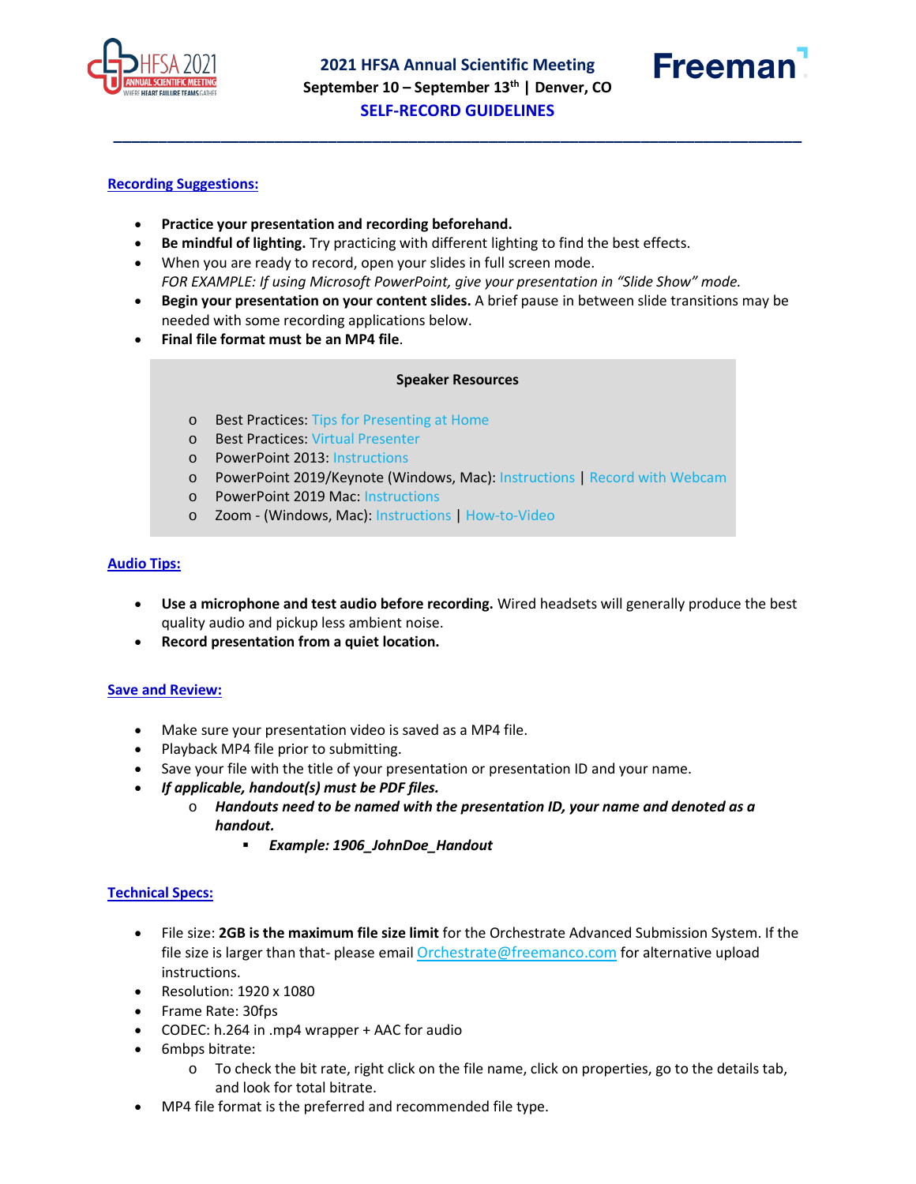# 2021 HFSA Annual Scientific Meeting

**September 10 – September 13th | Denver, CO**

## SELF-RECORD GUIDELINES

---

### Recording Suggestions:

- **Practice your presentation and recording beforehand.**
- **Be mindful of lighting.** Try practicing with different lighting to find the best effects.
- When you are ready to record, open your slides in full screen mode.
  *FOR EXAMPLE: If using Microsoft PowerPoint, give your presentation in "Slide Show" mode.*
- **Begin your presentation on your content slides.** A brief pause in between slide transitions may be needed with some recording applications below.
- **Final file format must be an MP4 file**.

**Speaker Resources**

- Best Practices: Tips for Presenting at Home
- Best Practices: Virtual Presenter
- PowerPoint 2013: Instructions
- PowerPoint 2019/Keynote (Windows, Mac): Instructions | Record with Webcam
- PowerPoint 2019 Mac: Instructions
- Zoom - (Windows, Mac): Instructions | How-to-Video

### Audio Tips:

- **Use a microphone and test audio before recording.** Wired headsets will generally produce the best quality audio and pickup less ambient noise.
- **Record presentation from a quiet location.**

### Save and Review:

- Make sure your presentation video is saved as a MP4 file.
- Playback MP4 file prior to submitting.
- Save your file with the title of your presentation or presentation ID and your name.
- ***If applicable, handout(s) must be PDF files.***
  - ***Handouts need to be named with the presentation ID, your name and denoted as a handout.***
    - ***Example: 1906_JohnDoe_Handout***

### Technical Specs:

- File size: **2GB is the maximum file size limit** for the Orchestrate Advanced Submission System. If the file size is larger than that- please email Orchestrate@freemanco.com for alternative upload instructions.
- Resolution: 1920 x 1080
- Frame Rate: 30fps
- CODEC: h.264 in .mp4 wrapper + AAC for audio
- 6mbps bitrate:
  - To check the bit rate, right click on the file name, click on properties, go to the details tab, and look for total bitrate.
- MP4 file format is the preferred and recommended file type.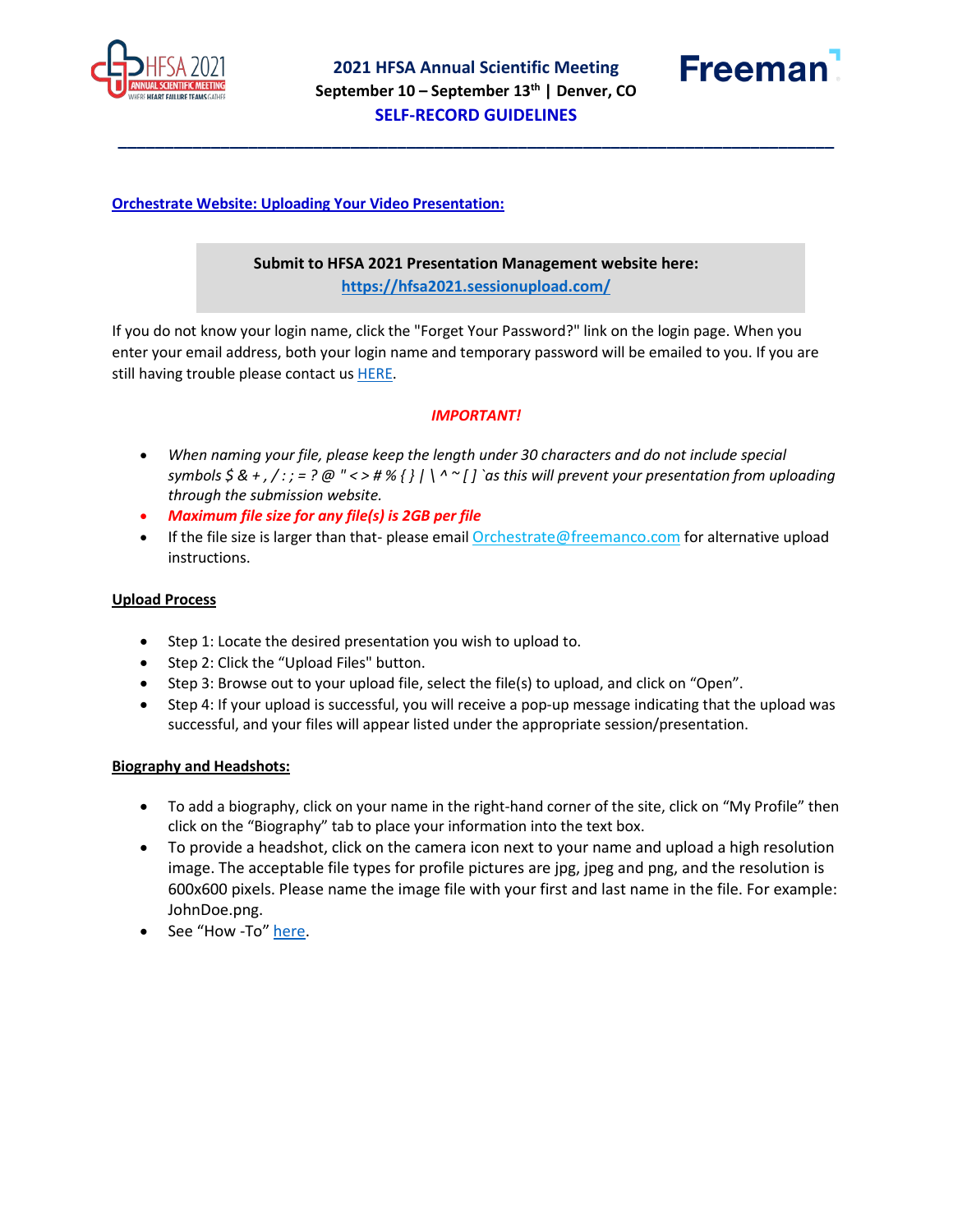**2021 HFSA Annual Scientific Meeting**
**September 10 – September 13th | Denver, CO**
**SELF-RECORD GUIDELINES**

---

**Orchestrate Website: Uploading Your Video Presentation:**

**Submit to HFSA 2021 Presentation Management website here:**
**https://hfsa2021.sessionupload.com/**

If you do not know your login name, click the "Forget Your Password?" link on the login page. When you enter your email address, both your login name and temporary password will be emailed to you. If you are still having trouble please contact us HERE.

***IMPORTANT!***

- *When naming your file, please keep the length under 30 characters and do not include special symbols $ & + , / : ; = ? @ " < > # % { } | \ ^ ~ [ ] `as this will prevent your presentation from uploading through the submission website.*
- ***Maximum file size for any file(s) is 2GB per file***
- If the file size is larger than that- please email Orchestrate@freemanco.com for alternative upload instructions.

**Upload Process**

- Step 1: Locate the desired presentation you wish to upload to.
- Step 2: Click the “Upload Files" button.
- Step 3: Browse out to your upload file, select the file(s) to upload, and click on “Open”.
- Step 4: If your upload is successful, you will receive a pop-up message indicating that the upload was successful, and your files will appear listed under the appropriate session/presentation.

**Biography and Headshots:**

- To add a biography, click on your name in the right-hand corner of the site, click on “My Profile” then click on the “Biography” tab to place your information into the text box.
- To provide a headshot, click on the camera icon next to your name and upload a high resolution image. The acceptable file types for profile pictures are jpg, jpeg and png, and the resolution is 600x600 pixels. Please name the image file with your first and last name in the file. For example: JohnDoe.png.
- See “How -To” here.